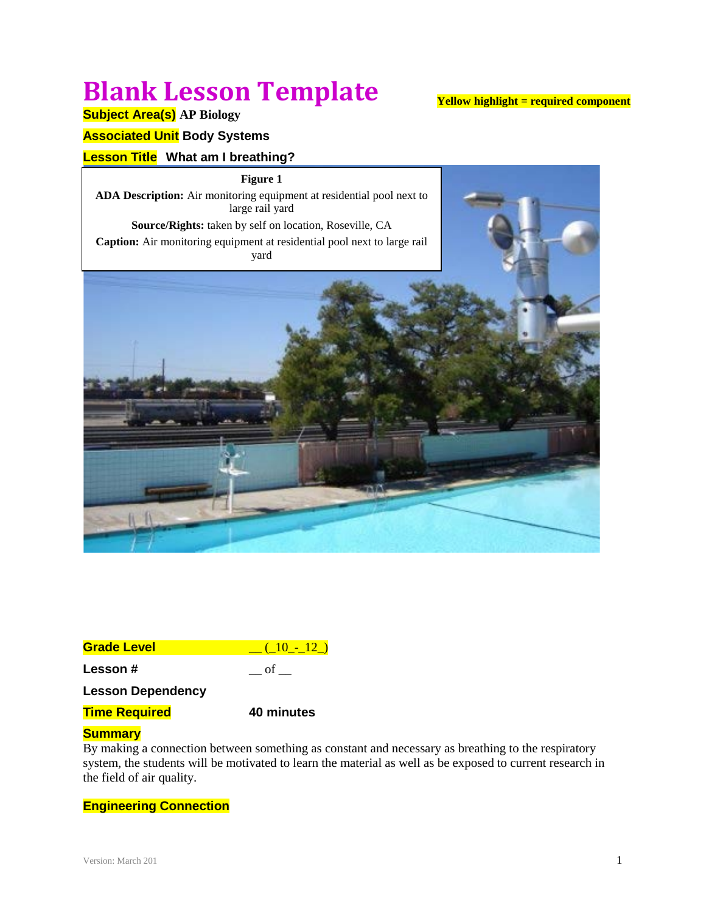# Blank Lesson Template

**Yellow highlight = required component**

**Subject Area(s)** AP Biology

**Associated Unit** Body Systems

**Lesson Title** What am I breathing?

**Figure 1**

**ADA Description:** Air monitoring equipment at residential pool next to large rail yard

**Source/Rights:** taken by self on location, Roseville, CA

**Caption:** Air monitoring equipment at residential pool next to large rail yard

| | |
|---|---|
| **Grade Level** | __ (_10_-_12_) |
| **Lesson #** | __ of __ |
| **Lesson Dependency** | |
| **Time Required** | **40 minutes** |

**Summary**

By making a connection between something as constant and necessary as breathing to the respiratory system, the students will be motivated to learn the material as well as be exposed to current research in the field of air quality.

**Engineering Connection**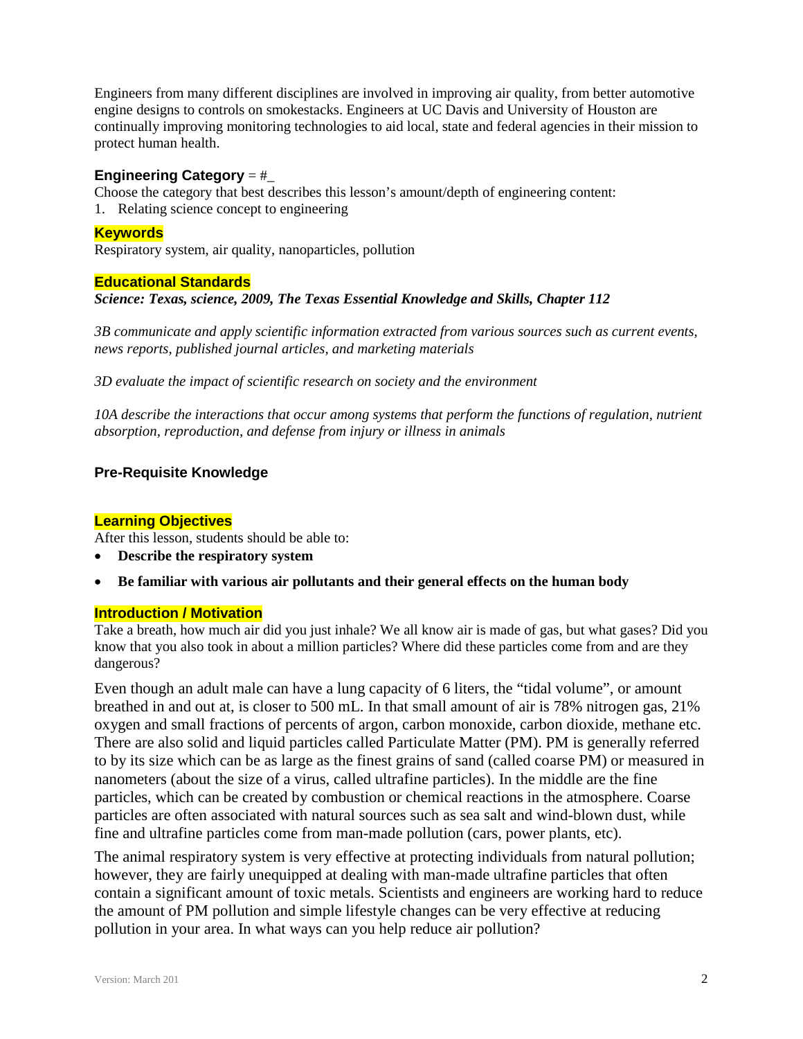Engineers from many different disciplines are involved in improving air quality, from better automotive engine designs to controls on smokestacks. Engineers at UC Davis and University of Houston are continually improving monitoring technologies to aid local, state and federal agencies in their mission to protect human health.

### Engineering Category = #_

Choose the category that best describes this lesson's amount/depth of engineering content:

1. Relating science concept to engineering

### Keywords

Respiratory system, air quality, nanoparticles, pollution

### Educational Standards

***Science: Texas, science, 2009, The Texas Essential Knowledge and Skills, Chapter 112***

*3B communicate and apply scientific information extracted from various sources such as current events, news reports, published journal articles, and marketing materials*

*3D evaluate the impact of scientific research on society and the environment*

*10A describe the interactions that occur among systems that perform the functions of regulation, nutrient absorption, reproduction, and defense from injury or illness in animals*

### Pre-Requisite Knowledge

### Learning Objectives

After this lesson, students should be able to:

- **Describe the respiratory system**
- **Be familiar with various air pollutants and their general effects on the human body**

### Introduction / Motivation

Take a breath, how much air did you just inhale? We all know air is made of gas, but what gases? Did you know that you also took in about a million particles? Where did these particles come from and are they dangerous?

Even though an adult male can have a lung capacity of 6 liters, the "tidal volume", or amount breathed in and out at, is closer to 500 mL. In that small amount of air is 78% nitrogen gas, 21% oxygen and small fractions of percents of argon, carbon monoxide, carbon dioxide, methane etc. There are also solid and liquid particles called Particulate Matter (PM). PM is generally referred to by its size which can be as large as the finest grains of sand (called coarse PM) or measured in nanometers (about the size of a virus, called ultrafine particles). In the middle are the fine particles, which can be created by combustion or chemical reactions in the atmosphere. Coarse particles are often associated with natural sources such as sea salt and wind-blown dust, while fine and ultrafine particles come from man-made pollution (cars, power plants, etc).

The animal respiratory system is very effective at protecting individuals from natural pollution; however, they are fairly unequipped at dealing with man-made ultrafine particles that often contain a significant amount of toxic metals. Scientists and engineers are working hard to reduce the amount of PM pollution and simple lifestyle changes can be very effective at reducing pollution in your area. In what ways can you help reduce air pollution?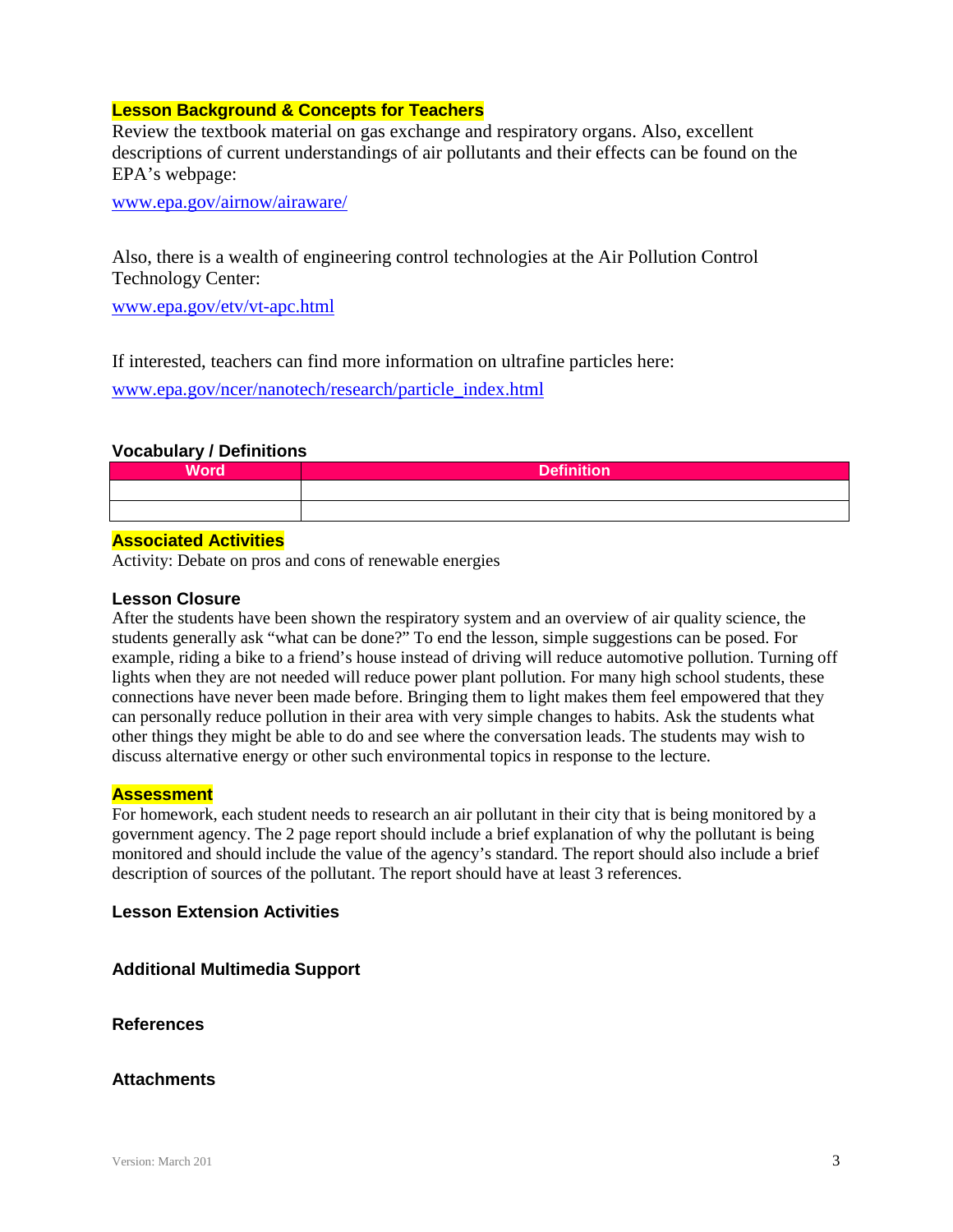## Lesson Background & Concepts for Teachers

Review the textbook material on gas exchange and respiratory organs. Also, excellent descriptions of current understandings of air pollutants and their effects can be found on the EPA's webpage:

www.epa.gov/airnow/airaware/

Also, there is a wealth of engineering control technologies at the Air Pollution Control Technology Center:

www.epa.gov/etv/vt-apc.html

If interested, teachers can find more information on ultrafine particles here:

www.epa.gov/ncer/nanotech/research/particle_index.html

## Vocabulary / Definitions

| Word | Definition |
| --- | --- |
| | |
| | |

## Associated Activities

Activity: Debate on pros and cons of renewable energies

## Lesson Closure

After the students have been shown the respiratory system and an overview of air quality science, the students generally ask "what can be done?" To end the lesson, simple suggestions can be posed. For example, riding a bike to a friend's house instead of driving will reduce automotive pollution. Turning off lights when they are not needed will reduce power plant pollution. For many high school students, these connections have never been made before. Bringing them to light makes them feel empowered that they can personally reduce pollution in their area with very simple changes to habits. Ask the students what other things they might be able to do and see where the conversation leads. The students may wish to discuss alternative energy or other such environmental topics in response to the lecture.

## Assessment

For homework, each student needs to research an air pollutant in their city that is being monitored by a government agency. The 2 page report should include a brief explanation of why the pollutant is being monitored and should include the value of the agency's standard. The report should also include a brief description of sources of the pollutant. The report should have at least 3 references.

## Lesson Extension Activities

## Additional Multimedia Support

## References

## Attachments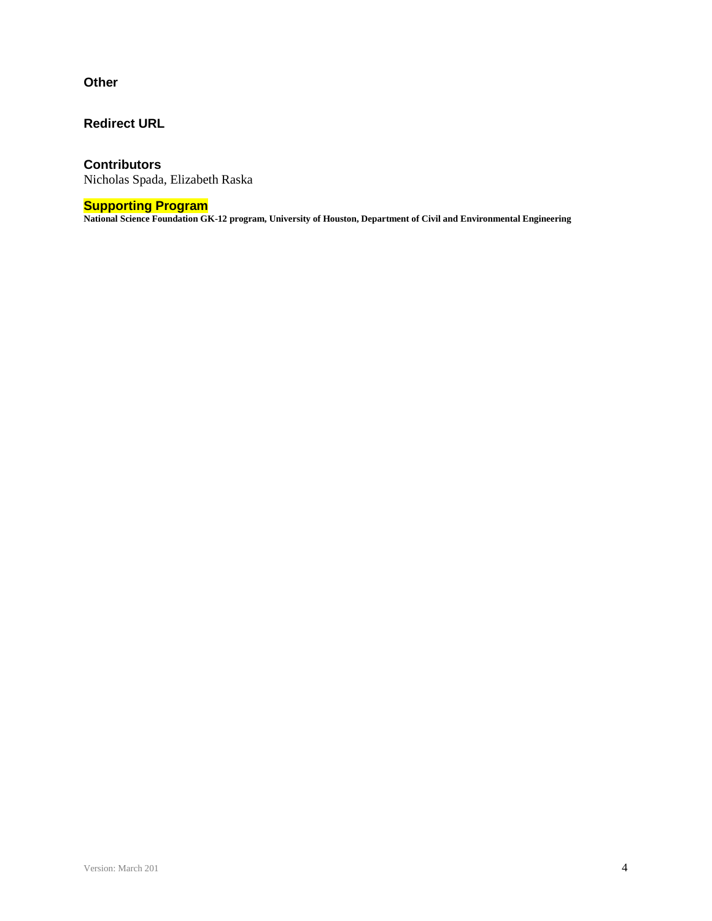### Other

### Redirect URL

### Contributors

Nicholas Spada, Elizabeth Raska

### Supporting Program

**National Science Foundation GK-12 program, University of Houston, Department of Civil and Environmental Engineering**

Version: March 201